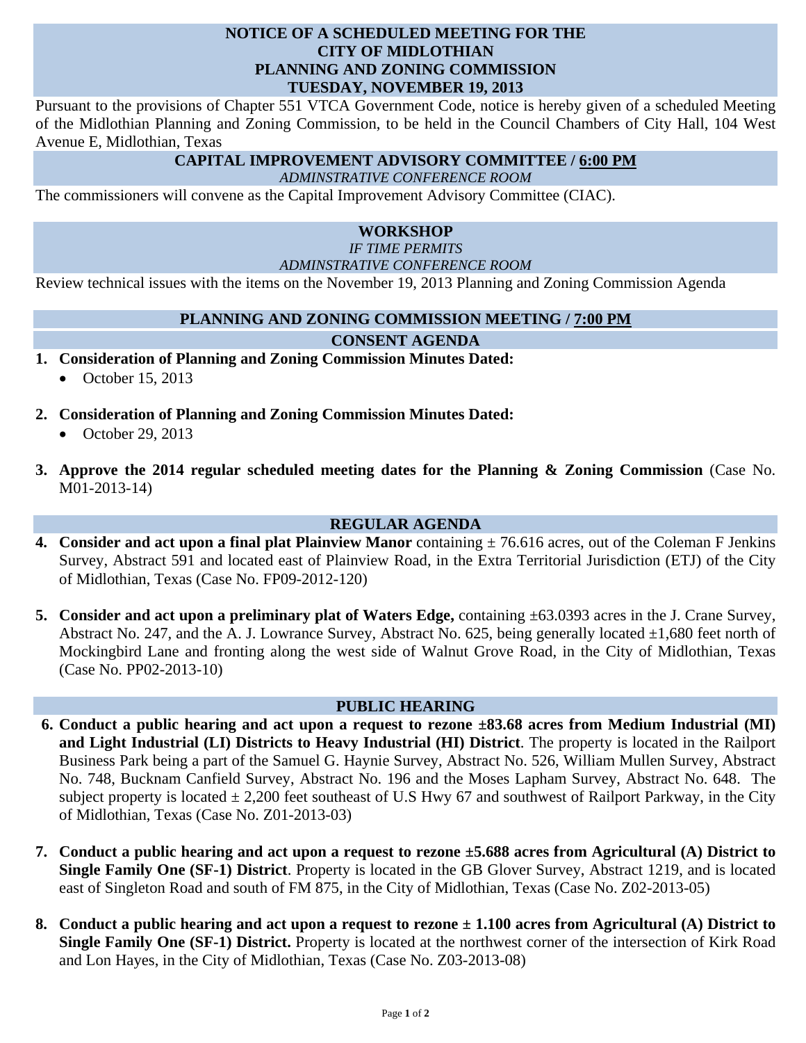# NOTICE OF A SCHEDULED MEETING FOR THE CITY OF MIDLOTHIAN PLANNING AND ZONING COMMISSION TUESDAY, NOVEMBER 19, 2013

Pursuant to the provisions of Chapter 551 VTCA Government Code, notice is hereby given of a scheduled Meeting of the Midlothian Planning and Zoning Commission, to be held in the Council Chambers of City Hall, 104 West Avenue E, Midlothian, Texas

## CAPITAL IMPROVEMENT ADVISORY COMMITTEE / 6:00 PM

*ADMINSTRATIVE CONFERENCE ROOM*

The commissioners will convene as the Capital Improvement Advisory Committee (CIAC).

## WORKSHOP

*IF TIME PERMITS*

*ADMINSTRATIVE CONFERENCE ROOM*

Review technical issues with the items on the November 19, 2013 Planning and Zoning Commission Agenda

## PLANNING AND ZONING COMMISSION MEETING / 7:00 PM

### CONSENT AGENDA

1. **Consideration of Planning and Zoning Commission Minutes Dated:**
   - October 15, 2013

2. **Consideration of Planning and Zoning Commission Minutes Dated:**
   - October 29, 2013

3. **Approve the 2014 regular scheduled meeting dates for the Planning & Zoning Commission** (Case No. M01-2013-14)

### REGULAR AGENDA

4. **Consider and act upon a final plat Plainview Manor** containing ± 76.616 acres, out of the Coleman F Jenkins Survey, Abstract 591 and located east of Plainview Road, in the Extra Territorial Jurisdiction (ETJ) of the City of Midlothian, Texas (Case No. FP09-2012-120)

5. **Consider and act upon a preliminary plat of Waters Edge,** containing ±63.0393 acres in the J. Crane Survey, Abstract No. 247, and the A. J. Lowrance Survey, Abstract No. 625, being generally located ±1,680 feet north of Mockingbird Lane and fronting along the west side of Walnut Grove Road, in the City of Midlothian, Texas (Case No. PP02-2013-10)

### PUBLIC HEARING

6. **Conduct a public hearing and act upon a request to rezone ±83.68 acres from Medium Industrial (MI) and Light Industrial (LI) Districts to Heavy Industrial (HI) District**. The property is located in the Railport Business Park being a part of the Samuel G. Haynie Survey, Abstract No. 526, William Mullen Survey, Abstract No. 748, Bucknam Canfield Survey, Abstract No. 196 and the Moses Lapham Survey, Abstract No. 648. The subject property is located ± 2,200 feet southeast of U.S Hwy 67 and southwest of Railport Parkway, in the City of Midlothian, Texas (Case No. Z01-2013-03)

7. **Conduct a public hearing and act upon a request to rezone ±5.688 acres from Agricultural (A) District to Single Family One (SF-1) District**. Property is located in the GB Glover Survey, Abstract 1219, and is located east of Singleton Road and south of FM 875, in the City of Midlothian, Texas (Case No. Z02-2013-05)

8. **Conduct a public hearing and act upon a request to rezone ± 1.100 acres from Agricultural (A) District to Single Family One (SF-1) District.** Property is located at the northwest corner of the intersection of Kirk Road and Lon Hayes, in the City of Midlothian, Texas (Case No. Z03-2013-08)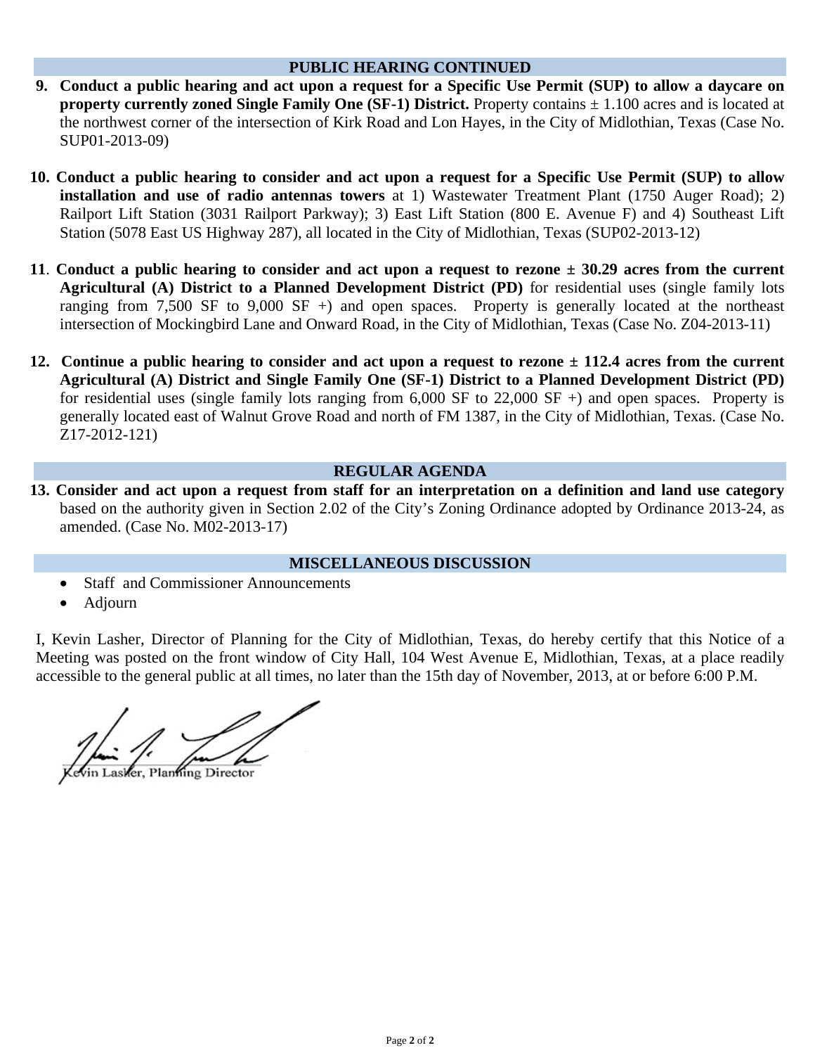## PUBLIC HEARING CONTINUED

9. **Conduct a public hearing and act upon a request for a Specific Use Permit (SUP) to allow a daycare on property currently zoned Single Family One (SF-1) District.** Property contains ± 1.100 acres and is located at the northwest corner of the intersection of Kirk Road and Lon Hayes, in the City of Midlothian, Texas (Case No. SUP01-2013-09)

10. **Conduct a public hearing to consider and act upon a request for a Specific Use Permit (SUP) to allow installation and use of radio antennas towers** at 1) Wastewater Treatment Plant (1750 Auger Road); 2) Railport Lift Station (3031 Railport Parkway); 3) East Lift Station (800 E. Avenue F) and 4) Southeast Lift Station (5078 East US Highway 287), all located in the City of Midlothian, Texas (SUP02-2013-12)

11. **Conduct a public hearing to consider and act upon a request to rezone ± 30.29 acres from the current Agricultural (A) District to a Planned Development District (PD)** for residential uses (single family lots ranging from 7,500 SF to 9,000 SF +) and open spaces. Property is generally located at the northeast intersection of Mockingbird Lane and Onward Road, in the City of Midlothian, Texas (Case No. Z04-2013-11)

12. **Continue a public hearing to consider and act upon a request to rezone ± 112.4 acres from the current Agricultural (A) District and Single Family One (SF-1) District to a Planned Development District (PD)** for residential uses (single family lots ranging from 6,000 SF to 22,000 SF +) and open spaces. Property is generally located east of Walnut Grove Road and north of FM 1387, in the City of Midlothian, Texas. (Case No. Z17-2012-121)

## REGULAR AGENDA

13. **Consider and act upon a request from staff for an interpretation on a definition and land use category** based on the authority given in Section 2.02 of the City's Zoning Ordinance adopted by Ordinance 2013-24, as amended. (Case No. M02-2013-17)

## MISCELLANEOUS DISCUSSION

- Staff and Commissioner Announcements
- Adjourn

I, Kevin Lasher, Director of Planning for the City of Midlothian, Texas, do hereby certify that this Notice of a Meeting was posted on the front window of City Hall, 104 West Avenue E, Midlothian, Texas, at a place readily accessible to the general public at all times, no later than the 15th day of November, 2013, at or before 6:00 P.M.

Kevin Lasher, Planning Director